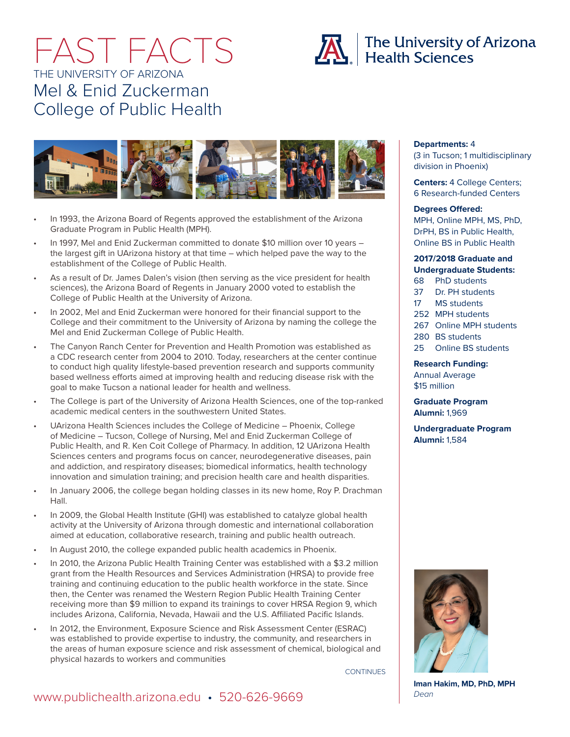# FAST FACTS

THE UNIVERSITY OF ARIZONA

## Mel & Enid Zuckerman College of Public Health

The University of Arizona Health Sciences

- In 1993, the Arizona Board of Regents approved the establishment of the Arizona Graduate Program in Public Health (MPH).
- In 1997, Mel and Enid Zuckerman committed to donate $10 million over 10 years – the largest gift in UArizona history at that time – which helped pave the way to the establishment of the College of Public Health.
- As a result of Dr. James Dalen's vision (then serving as the vice president for health sciences), the Arizona Board of Regents in January 2000 voted to establish the College of Public Health at the University of Arizona.
- In 2002, Mel and Enid Zuckerman were honored for their financial support to the College and their commitment to the University of Arizona by naming the college the Mel and Enid Zuckerman College of Public Health.
- The Canyon Ranch Center for Prevention and Health Promotion was established as a CDC research center from 2004 to 2010. Today, researchers at the center continue to conduct high quality lifestyle-based prevention research and supports community based wellness efforts aimed at improving health and reducing disease risk with the goal to make Tucson a national leader for health and wellness.
- The College is part of the University of Arizona Health Sciences, one of the top-ranked academic medical centers in the southwestern United States.
- UArizona Health Sciences includes the College of Medicine – Phoenix, College of Medicine – Tucson, College of Nursing, Mel and Enid Zuckerman College of Public Health, and R. Ken Coit College of Pharmacy. In addition, 12 UArizona Health Sciences centers and programs focus on cancer, neurodegenerative diseases, pain and addiction, and respiratory diseases; biomedical informatics, health technology innovation and simulation training; and precision health care and health disparities.
- In January 2006, the college began holding classes in its new home, Roy P. Drachman Hall.
- In 2009, the Global Health Institute (GHI) was established to catalyze global health activity at the University of Arizona through domestic and international collaboration aimed at education, collaborative research, training and public health outreach.
- In August 2010, the college expanded public health academics in Phoenix.
- In 2010, the Arizona Public Health Training Center was established with a $3.2 million grant from the Health Resources and Services Administration (HRSA) to provide free training and continuing education to the public health workforce in the state. Since then, the Center was renamed the Western Region Public Health Training Center receiving more than $9 million to expand its trainings to cover HRSA Region 9, which includes Arizona, California, Nevada, Hawaii and the U.S. Affiliated Pacific Islands.
- In 2012, the Environment, Exposure Science and Risk Assessment Center (ESRAC) was established to provide expertise to industry, the community, and researchers in the areas of human exposure science and risk assessment of chemical, biological and physical hazards to workers and communities

CONTINUES

**Departments:** 4
(3 in Tucson; 1 multidisciplinary division in Phoenix)

**Centers:** 4 College Centers; 6 Research-funded Centers

**Degrees Offered:**
MPH, Online MPH, MS, PhD, DrPH, BS in Public Health, Online BS in Public Health

**2017/2018 Graduate and Undergraduate Students:**

- 68 PhD students
- 37 Dr. PH students
- 17 MS students
- 252 MPH students
- 267 Online MPH students
- 280 BS students
- 25 Online BS students

**Research Funding:**
Annual Average
$15 million

**Graduate Program Alumni:** 1,969

**Undergraduate Program Alumni:** 1,584

**Iman Hakim, MD, PhD, MPH**
*Dean*

www.publichealth.arizona.edu • 520-626-9669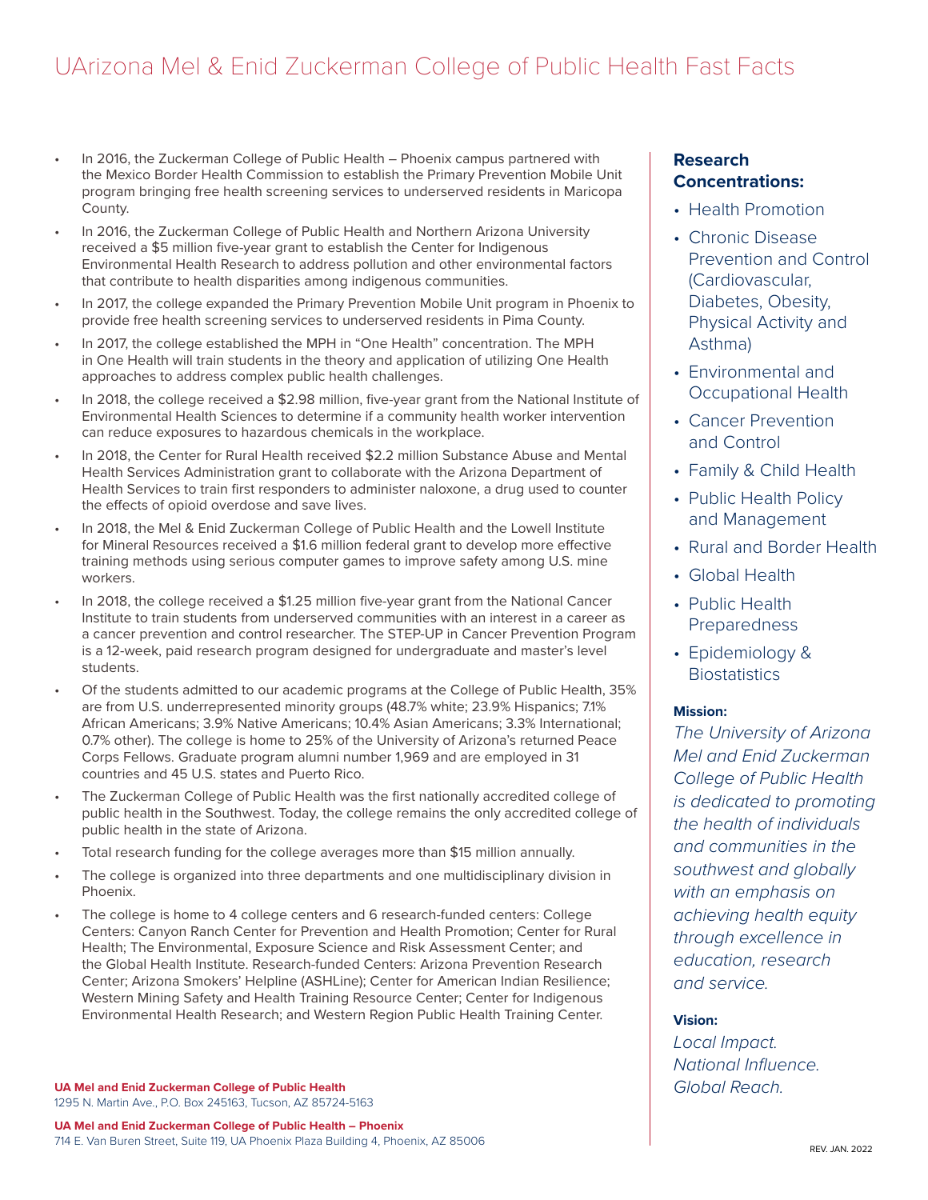# UArizona Mel & Enid Zuckerman College of Public Health Fast Facts

- In 2016, the Zuckerman College of Public Health – Phoenix campus partnered with the Mexico Border Health Commission to establish the Primary Prevention Mobile Unit program bringing free health screening services to underserved residents in Maricopa County.
- In 2016, the Zuckerman College of Public Health and Northern Arizona University received a $5 million five-year grant to establish the Center for Indigenous Environmental Health Research to address pollution and other environmental factors that contribute to health disparities among indigenous communities.
- In 2017, the college expanded the Primary Prevention Mobile Unit program in Phoenix to provide free health screening services to underserved residents in Pima County.
- In 2017, the college established the MPH in "One Health" concentration. The MPH in One Health will train students in the theory and application of utilizing One Health approaches to address complex public health challenges.
- In 2018, the college received a $2.98 million, five-year grant from the National Institute of Environmental Health Sciences to determine if a community health worker intervention can reduce exposures to hazardous chemicals in the workplace.
- In 2018, the Center for Rural Health received $2.2 million Substance Abuse and Mental Health Services Administration grant to collaborate with the Arizona Department of Health Services to train first responders to administer naloxone, a drug used to counter the effects of opioid overdose and save lives.
- In 2018, the Mel & Enid Zuckerman College of Public Health and the Lowell Institute for Mineral Resources received a $1.6 million federal grant to develop more effective training methods using serious computer games to improve safety among U.S. mine workers.
- In 2018, the college received a $1.25 million five-year grant from the National Cancer Institute to train students from underserved communities with an interest in a career as a cancer prevention and control researcher. The STEP-UP in Cancer Prevention Program is a 12-week, paid research program designed for undergraduate and master's level students.
- Of the students admitted to our academic programs at the College of Public Health, 35% are from U.S. underrepresented minority groups (48.7% white; 23.9% Hispanics; 7.1% African Americans; 3.9% Native Americans; 10.4% Asian Americans; 3.3% International; 0.7% other). The college is home to 25% of the University of Arizona's returned Peace Corps Fellows. Graduate program alumni number 1,969 and are employed in 31 countries and 45 U.S. states and Puerto Rico.
- The Zuckerman College of Public Health was the first nationally accredited college of public health in the Southwest. Today, the college remains the only accredited college of public health in the state of Arizona.
- Total research funding for the college averages more than $15 million annually.
- The college is organized into three departments and one multidisciplinary division in Phoenix.
- The college is home to 4 college centers and 6 research-funded centers: College Centers: Canyon Ranch Center for Prevention and Health Promotion; Center for Rural Health; The Environmental, Exposure Science and Risk Assessment Center; and the Global Health Institute. Research-funded Centers: Arizona Prevention Research Center; Arizona Smokers' Helpline (ASHLine); Center for American Indian Resilience; Western Mining Safety and Health Training Resource Center; Center for Indigenous Environmental Health Research; and Western Region Public Health Training Center.

**UA Mel and Enid Zuckerman College of Public Health**
1295 N. Martin Ave., P.O. Box 245163, Tucson, AZ 85724-5163

**UA Mel and Enid Zuckerman College of Public Health – Phoenix**
714 E. Van Buren Street, Suite 119, UA Phoenix Plaza Building 4, Phoenix, AZ 85006

## Research Concentrations:

- Health Promotion
- Chronic Disease Prevention and Control (Cardiovascular, Diabetes, Obesity, Physical Activity and Asthma)
- Environmental and Occupational Health
- Cancer Prevention and Control
- Family & Child Health
- Public Health Policy and Management
- Rural and Border Health
- Global Health
- Public Health Preparedness
- Epidemiology & Biostatistics

**Mission:**

*The University of Arizona Mel and Enid Zuckerman College of Public Health is dedicated to promoting the health of individuals and communities in the southwest and globally with an emphasis on achieving health equity through excellence in education, research and service.*

**Vision:**

*Local Impact.*
*National Influence.*
*Global Reach.*

REV. JAN. 2022